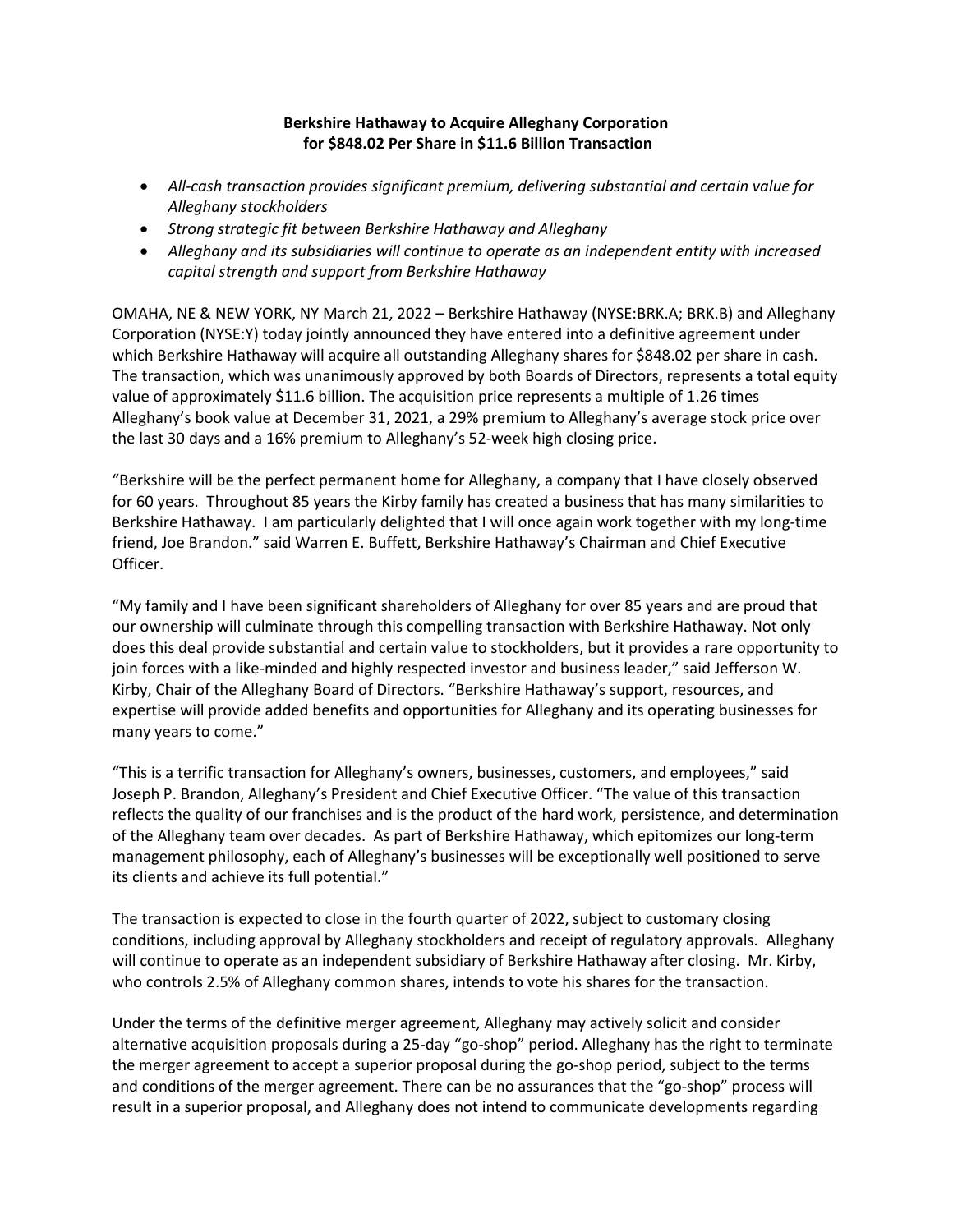# Berkshire Hathaway to Acquire Alleghany Corporation for $848.02 Per Share in $11.6 Billion Transaction

- *All-cash transaction provides significant premium, delivering substantial and certain value for Alleghany stockholders*
- *Strong strategic fit between Berkshire Hathaway and Alleghany*
- *Alleghany and its subsidiaries will continue to operate as an independent entity with increased capital strength and support from Berkshire Hathaway*

OMAHA, NE & NEW YORK, NY March 21, 2022 – Berkshire Hathaway (NYSE:BRK.A; BRK.B) and Alleghany Corporation (NYSE:Y) today jointly announced they have entered into a definitive agreement under which Berkshire Hathaway will acquire all outstanding Alleghany shares for $848.02 per share in cash. The transaction, which was unanimously approved by both Boards of Directors, represents a total equity value of approximately $11.6 billion. The acquisition price represents a multiple of 1.26 times Alleghany's book value at December 31, 2021, a 29% premium to Alleghany's average stock price over the last 30 days and a 16% premium to Alleghany's 52-week high closing price.

"Berkshire will be the perfect permanent home for Alleghany, a company that I have closely observed for 60 years. Throughout 85 years the Kirby family has created a business that has many similarities to Berkshire Hathaway. I am particularly delighted that I will once again work together with my long-time friend, Joe Brandon." said Warren E. Buffett, Berkshire Hathaway's Chairman and Chief Executive Officer.

"My family and I have been significant shareholders of Alleghany for over 85 years and are proud that our ownership will culminate through this compelling transaction with Berkshire Hathaway. Not only does this deal provide substantial and certain value to stockholders, but it provides a rare opportunity to join forces with a like-minded and highly respected investor and business leader," said Jefferson W. Kirby, Chair of the Alleghany Board of Directors. "Berkshire Hathaway's support, resources, and expertise will provide added benefits and opportunities for Alleghany and its operating businesses for many years to come."

"This is a terrific transaction for Alleghany's owners, businesses, customers, and employees," said Joseph P. Brandon, Alleghany's President and Chief Executive Officer. "The value of this transaction reflects the quality of our franchises and is the product of the hard work, persistence, and determination of the Alleghany team over decades. As part of Berkshire Hathaway, which epitomizes our long-term management philosophy, each of Alleghany's businesses will be exceptionally well positioned to serve its clients and achieve its full potential."

The transaction is expected to close in the fourth quarter of 2022, subject to customary closing conditions, including approval by Alleghany stockholders and receipt of regulatory approvals. Alleghany will continue to operate as an independent subsidiary of Berkshire Hathaway after closing. Mr. Kirby, who controls 2.5% of Alleghany common shares, intends to vote his shares for the transaction.

Under the terms of the definitive merger agreement, Alleghany may actively solicit and consider alternative acquisition proposals during a 25-day "go-shop" period. Alleghany has the right to terminate the merger agreement to accept a superior proposal during the go-shop period, subject to the terms and conditions of the merger agreement. There can be no assurances that the "go-shop" process will result in a superior proposal, and Alleghany does not intend to communicate developments regarding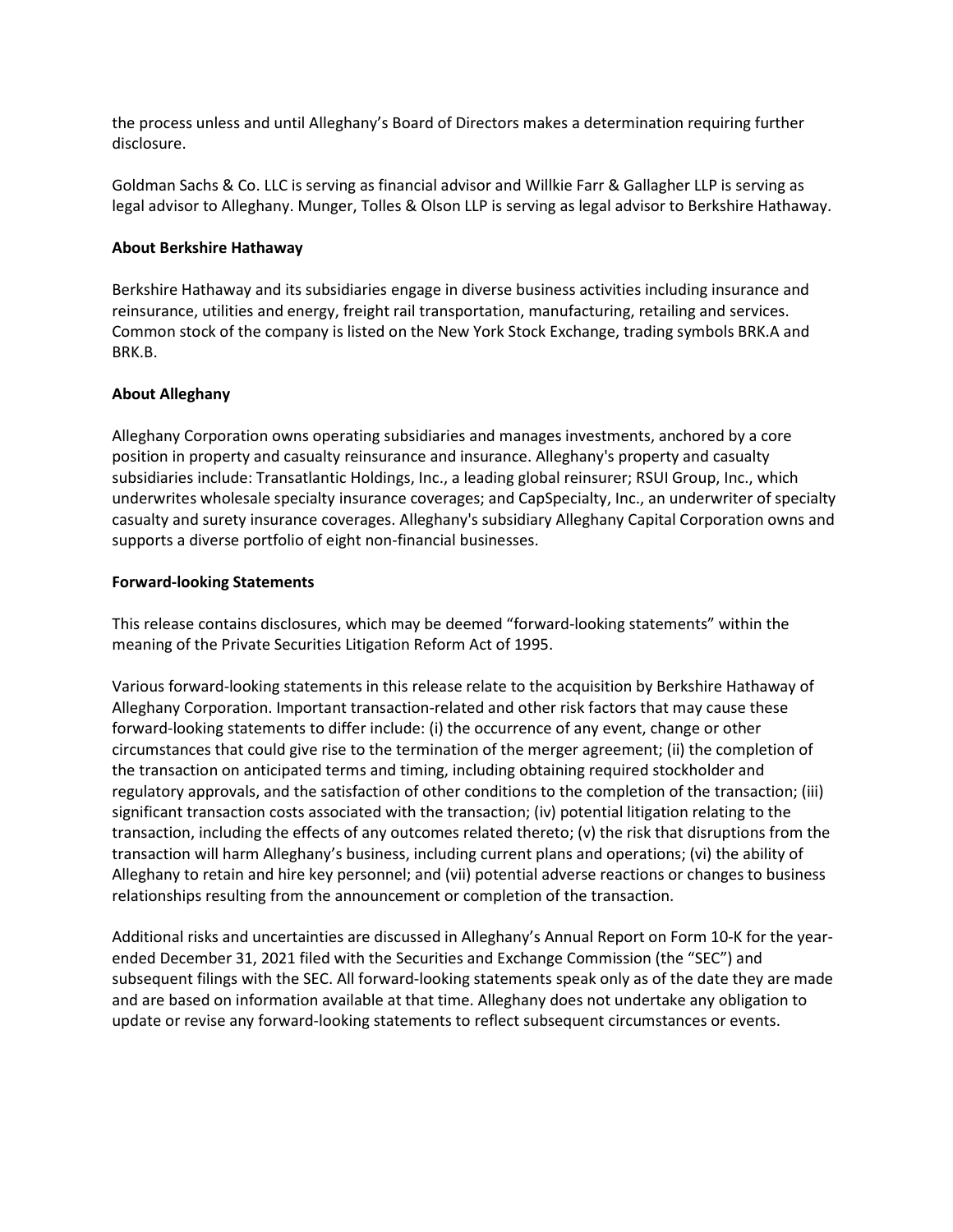the process unless and until Alleghany's Board of Directors makes a determination requiring further disclosure.

Goldman Sachs & Co. LLC is serving as financial advisor and Willkie Farr & Gallagher LLP is serving as legal advisor to Alleghany. Munger, Tolles & Olson LLP is serving as legal advisor to Berkshire Hathaway.

**About Berkshire Hathaway**

Berkshire Hathaway and its subsidiaries engage in diverse business activities including insurance and reinsurance, utilities and energy, freight rail transportation, manufacturing, retailing and services. Common stock of the company is listed on the New York Stock Exchange, trading symbols BRK.A and BRK.B.

**About Alleghany**

Alleghany Corporation owns operating subsidiaries and manages investments, anchored by a core position in property and casualty reinsurance and insurance. Alleghany's property and casualty subsidiaries include: Transatlantic Holdings, Inc., a leading global reinsurer; RSUI Group, Inc., which underwrites wholesale specialty insurance coverages; and CapSpecialty, Inc., an underwriter of specialty casualty and surety insurance coverages. Alleghany's subsidiary Alleghany Capital Corporation owns and supports a diverse portfolio of eight non-financial businesses.

**Forward-looking Statements**

This release contains disclosures, which may be deemed "forward-looking statements" within the meaning of the Private Securities Litigation Reform Act of 1995.

Various forward-looking statements in this release relate to the acquisition by Berkshire Hathaway of Alleghany Corporation. Important transaction-related and other risk factors that may cause these forward-looking statements to differ include: (i) the occurrence of any event, change or other circumstances that could give rise to the termination of the merger agreement; (ii) the completion of the transaction on anticipated terms and timing, including obtaining required stockholder and regulatory approvals, and the satisfaction of other conditions to the completion of the transaction; (iii) significant transaction costs associated with the transaction; (iv) potential litigation relating to the transaction, including the effects of any outcomes related thereto; (v) the risk that disruptions from the transaction will harm Alleghany's business, including current plans and operations; (vi) the ability of Alleghany to retain and hire key personnel; and (vii) potential adverse reactions or changes to business relationships resulting from the announcement or completion of the transaction.

Additional risks and uncertainties are discussed in Alleghany's Annual Report on Form 10-K for the year-ended December 31, 2021 filed with the Securities and Exchange Commission (the "SEC") and subsequent filings with the SEC. All forward-looking statements speak only as of the date they are made and are based on information available at that time. Alleghany does not undertake any obligation to update or revise any forward-looking statements to reflect subsequent circumstances or events.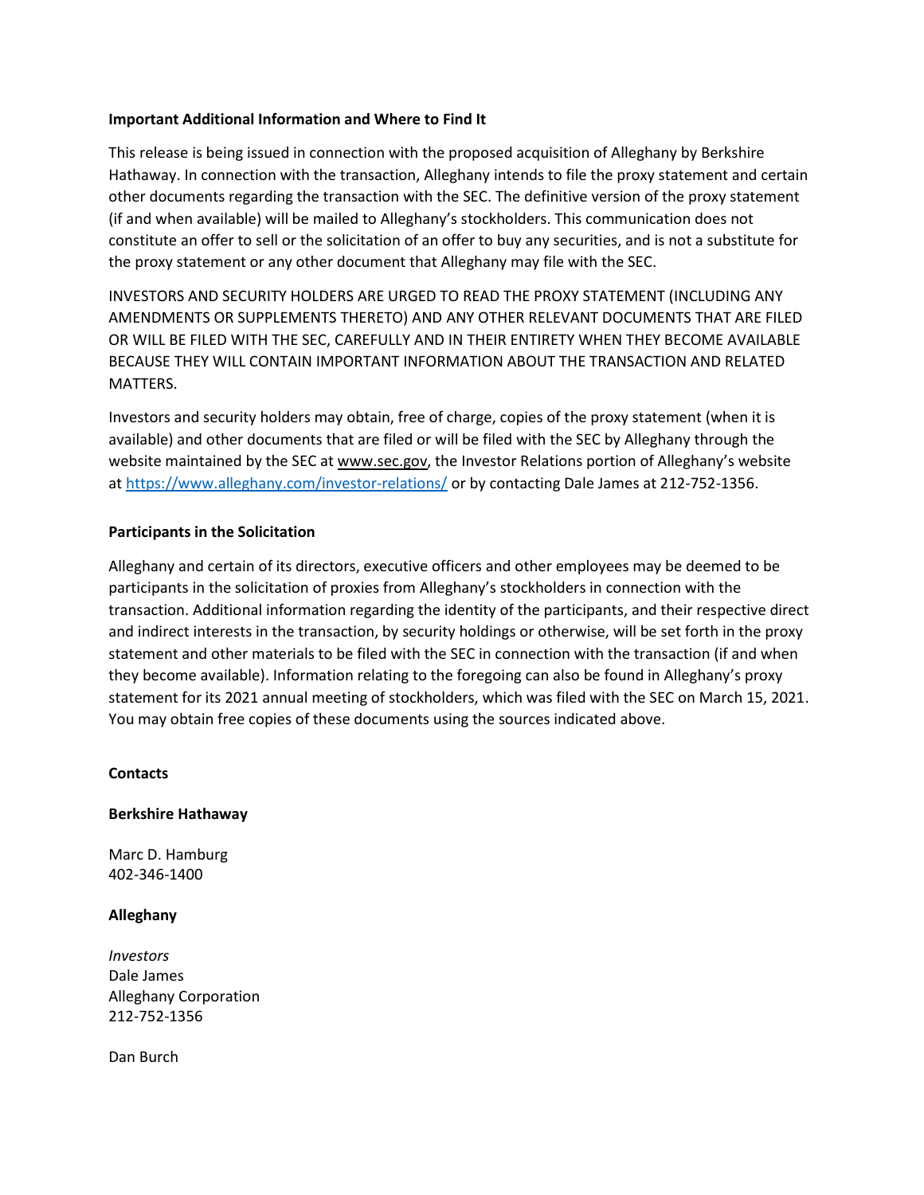**Important Additional Information and Where to Find It**

This release is being issued in connection with the proposed acquisition of Alleghany by Berkshire Hathaway. In connection with the transaction, Alleghany intends to file the proxy statement and certain other documents regarding the transaction with the SEC. The definitive version of the proxy statement (if and when available) will be mailed to Alleghany's stockholders. This communication does not constitute an offer to sell or the solicitation of an offer to buy any securities, and is not a substitute for the proxy statement or any other document that Alleghany may file with the SEC.

INVESTORS AND SECURITY HOLDERS ARE URGED TO READ THE PROXY STATEMENT (INCLUDING ANY AMENDMENTS OR SUPPLEMENTS THERETO) AND ANY OTHER RELEVANT DOCUMENTS THAT ARE FILED OR WILL BE FILED WITH THE SEC, CAREFULLY AND IN THEIR ENTIRETY WHEN THEY BECOME AVAILABLE BECAUSE THEY WILL CONTAIN IMPORTANT INFORMATION ABOUT THE TRANSACTION AND RELATED MATTERS.

Investors and security holders may obtain, free of charge, copies of the proxy statement (when it is available) and other documents that are filed or will be filed with the SEC by Alleghany through the website maintained by the SEC at www.sec.gov, the Investor Relations portion of Alleghany's website at https://www.alleghany.com/investor-relations/ or by contacting Dale James at 212-752-1356.

**Participants in the Solicitation**

Alleghany and certain of its directors, executive officers and other employees may be deemed to be participants in the solicitation of proxies from Alleghany's stockholders in connection with the transaction. Additional information regarding the identity of the participants, and their respective direct and indirect interests in the transaction, by security holdings or otherwise, will be set forth in the proxy statement and other materials to be filed with the SEC in connection with the transaction (if and when they become available). Information relating to the foregoing can also be found in Alleghany's proxy statement for its 2021 annual meeting of stockholders, which was filed with the SEC on March 15, 2021. You may obtain free copies of these documents using the sources indicated above.

**Contacts**

**Berkshire Hathaway**

Marc D. Hamburg
402-346-1400

**Alleghany**

*Investors*
Dale James
Alleghany Corporation
212-752-1356

Dan Burch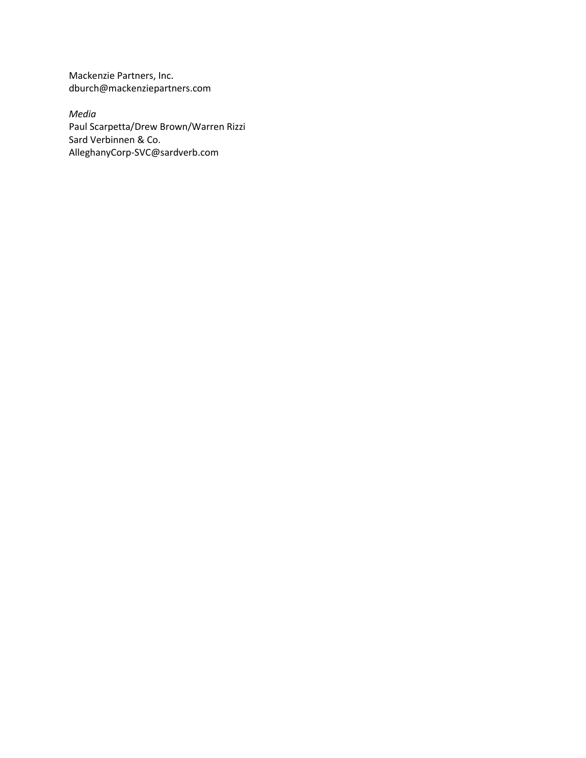Mackenzie Partners, Inc.
dburch@mackenziepartners.com

*Media*
Paul Scarpetta/Drew Brown/Warren Rizzi
Sard Verbinnen & Co.
AlleghanyCorp-SVC@sardverb.com